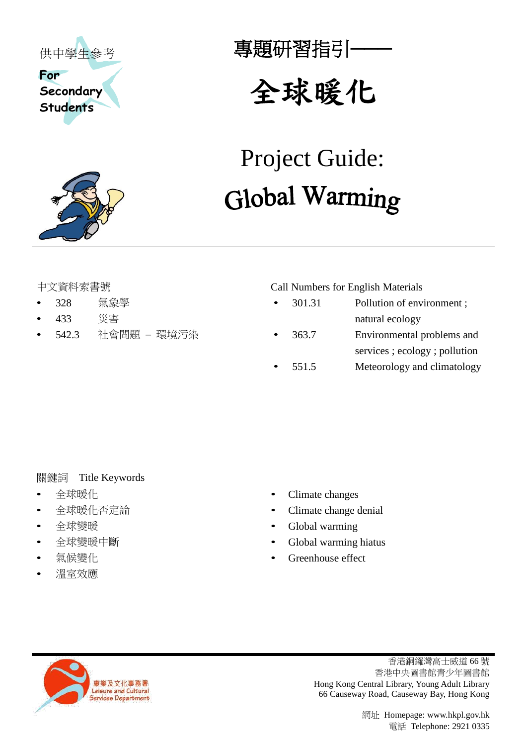供中學生參考

For Secondary Students

# 專題研習指引——全球暖化

# Project Guide: Global Warming

中文資料索書號

- 328 氣象學
- 433 災害
- 542.3 社會問題 – 環境污染

Call Numbers for English Materials

- 301.31 Pollution of environment ; natural ecology
- 363.7 Environmental problems and services ; ecology ; pollution
- 551.5 Meteorology and climatology

關鍵詞 Title Keywords

- 全球暖化
- 全球暖化否定論
- 全球變暖
- 全球變暖中斷
- 氣候變化
- 溫室效應

- Climate changes
- Climate change denial
- Global warming
- Global warming hiatus
- Greenhouse effect

康樂及文化事務署 Leisure and Cultural Services Department

香港銅鑼灣高士威道 66 號
香港中央圖書館青少年圖書館
Hong Kong Central Library, Young Adult Library
66 Causeway Road, Causeway Bay, Hong Kong

網址 Homepage: www.hkpl.gov.hk
電話 Telephone: 2921 0335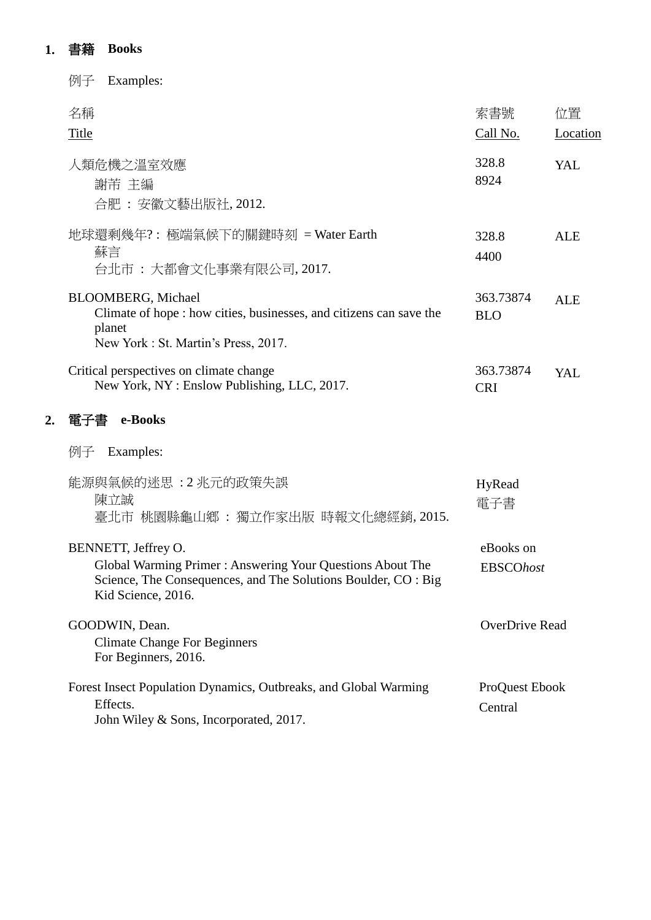## 1. 書籍 Books

例子 Examples:

| 名稱<br>Title | 索書號<br>Call No. | 位置<br>Location |
|---|---|---|
| 人類危機之溫室效應<br>謝芾 主編<br>合肥 ： 安徽文藝出版社, 2012. | 328.8<br>8924 | YAL |
| 地球還剩幾年? : 極端氣候下的關鍵時刻 = Water Earth<br>蘇言<br>台北市 ： 大都會文化事業有限公司, 2017. | 328.8<br>4400 | ALE |
| BLOOMBERG, Michael<br>Climate of hope : how cities, businesses, and citizens can save the planet<br>New York : St. Martin's Press, 2017. | 363.73874<br>BLO | ALE |
| Critical perspectives on climate change<br>New York, NY : Enslow Publishing, LLC, 2017. | 363.73874<br>CRI | YAL |

## 2. 電子書 e-Books

例子 Examples:

| | |
|---|---|
| 能源與氣候的迷思 : 2 兆元的政策失誤<br>陳立誠<br>臺北市 桃園縣龜山鄉 ： 獨立作家出版 時報文化總經銷, 2015. | HyRead<br>電子書 |
| BENNETT, Jeffrey O.<br>Global Warming Primer : Answering Your Questions About The Science, The Consequences, and The Solutions Boulder, CO : Big Kid Science, 2016. | eBooks on<br>EBSCO*host* |
| GOODWIN, Dean.<br>Climate Change For Beginners<br>For Beginners, 2016. | OverDrive Read |
| Forest Insect Population Dynamics, Outbreaks, and Global Warming Effects.<br>John Wiley & Sons, Incorporated, 2017. | ProQuest Ebook<br>Central |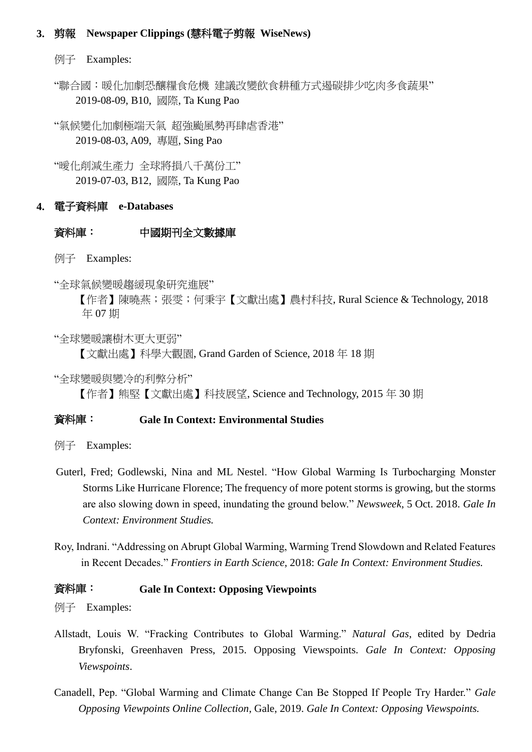### 3. 剪報　Newspaper Clippings (慧科電子剪報 WiseNews)

例子　Examples:

"聯合國：暖化加劇恐釀糧食危機 建議改變飲食耕種方式遏碳排少吃肉多食蔬果"
　2019-08-09, B10, 國際, Ta Kung Pao

"氣候變化加劇極端天氣 超強颱風勢再肆虐香港"
　2019-08-03, A09, 專題, Sing Pao

"暖化削減生產力 全球將損八千萬份工"
　2019-07-03, B12, 國際, Ta Kung Pao

### 4. 電子資料庫　e-Databases

**資料庫：　　中國期刊全文數據庫**

例子　Examples:

"全球氣候變暖趨緩現象研究進展"
　【作者】陳曉燕；張雯；何秉宇【文獻出處】農村科技, Rural Science & Technology, 2018 年 07 期

"全球變暖讓樹木更大更弱"
　【文獻出處】科學大觀園, Grand Garden of Science, 2018 年 18 期

"全球變暖與變冷的利弊分析"
　【作者】熊堅【文獻出處】科技展望, Science and Technology, 2015 年 30 期

**資料庫：　　Gale In Context: Environmental Studies**

例子　Examples:

Guterl, Fred; Godlewski, Nina and ML Nestel. "How Global Warming Is Turbocharging Monster Storms Like Hurricane Florence; The frequency of more potent storms is growing, but the storms are also slowing down in speed, inundating the ground below." *Newsweek*, 5 Oct. 2018. *Gale In Context: Environment Studies.*

Roy, Indrani. "Addressing on Abrupt Global Warming, Warming Trend Slowdown and Related Features in Recent Decades." *Frontiers in Earth Science*, 2018: *Gale In Context: Environment Studies.*

**資料庫：　　Gale In Context: Opposing Viewpoints**

例子　Examples:

Allstadt, Louis W. "Fracking Contributes to Global Warming." *Natural Gas*, edited by Dedria Bryfonski, Greenhaven Press, 2015. Opposing Viewpoints. *Gale In Context: Opposing Viewpoints*.

Canadell, Pep. "Global Warming and Climate Change Can Be Stopped If People Try Harder." *Gale Opposing Viewpoints Online Collection*, Gale, 2019. *Gale In Context: Opposing Viewspoints.*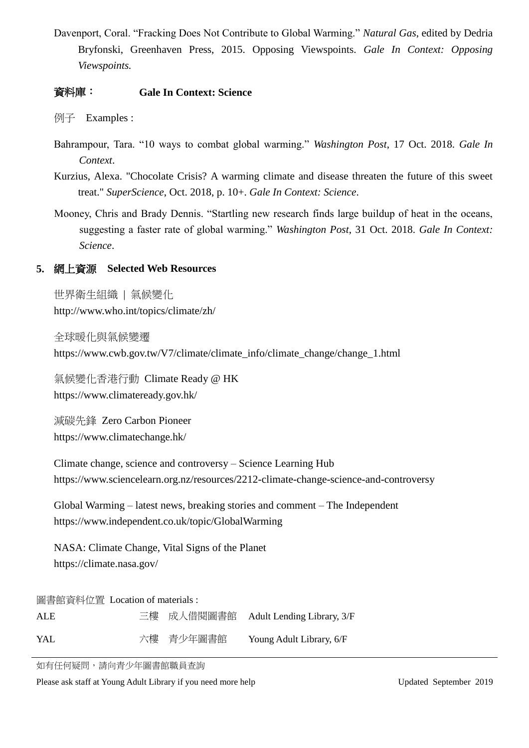Davenport, Coral. "Fracking Does Not Contribute to Global Warming." *Natural Gas*, edited by Dedria Bryfonski, Greenhaven Press, 2015. Opposing Viewspoints. *Gale In Context: Opposing Viewspoints.*

**資料庫：　　Gale In Context: Science**

例子　Examples :

Bahrampour, Tara. "10 ways to combat global warming." *Washington Post*, 17 Oct. 2018. *Gale In Context*.

Kurzius, Alexa. "Chocolate Crisis? A warming climate and disease threaten the future of this sweet treat." *SuperScience*, Oct. 2018, p. 10+. *Gale In Context: Science*.

Mooney, Chris and Brady Dennis. "Startling new research finds large buildup of heat in the oceans, suggesting a faster rate of global warming." *Washington Post*, 31 Oct. 2018. *Gale In Context: Science*.

## 5. 網上資源　Selected Web Resources

世界衛生組織 | 氣候變化
http://www.who.int/topics/climate/zh/

全球暖化與氣候變遷
https://www.cwb.gov.tw/V7/climate/climate_info/climate_change/change_1.html

氣候變化香港行動 Climate Ready @ HK
https://www.climateready.gov.hk/

減碳先鋒 Zero Carbon Pioneer
https://www.climatechange.hk/

Climate change, science and controversy – Science Learning Hub
https://www.sciencelearn.org.nz/resources/2212-climate-change-science-and-controversy

Global Warming – latest news, breaking stories and comment – The Independent
https://www.independent.co.uk/topic/GlobalWarming

NASA: Climate Change, Vital Signs of the Planet
https://climate.nasa.gov/

圖書館資料位置 Location of materials :

| | | |
|---|---|---|
| ALE | 三樓　成人借閱圖書館 | Adult Lending Library, 3/F |
| YAL | 六樓　青少年圖書館 | Young Adult Library, 6/F |

如有任何疑問，請向青少年圖書館職員查詢

Please ask staff at Young Adult Library if you need more help　　　　Updated September 2019